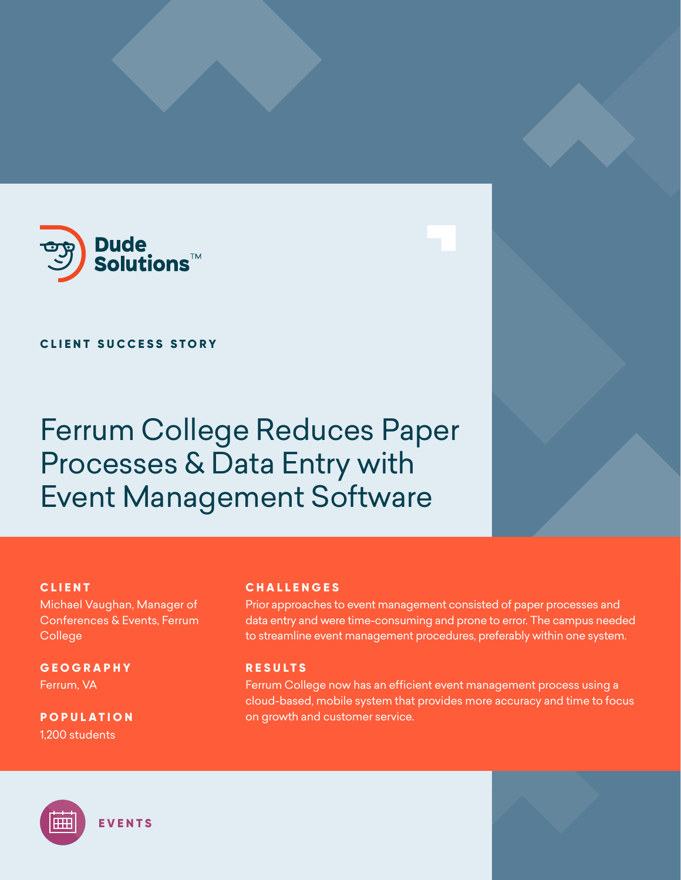Dude Solutions™

CLIENT SUCCESS STORY

# Ferrum College Reduces Paper Processes & Data Entry with Event Management Software

**CLIENT**
Michael Vaughan, Manager of Conferences & Events, Ferrum College

**GEOGRAPHY**
Ferrum, VA

**POPULATION**
1,200 students

**CHALLENGES**
Prior approaches to event management consisted of paper processes and data entry and were time-consuming and prone to error. The campus needed to streamline event management procedures, preferably within one system.

**RESULTS**
Ferrum College now has an efficient event management process using a cloud-based, mobile system that provides more accuracy and time to focus on growth and customer service.

EVENTS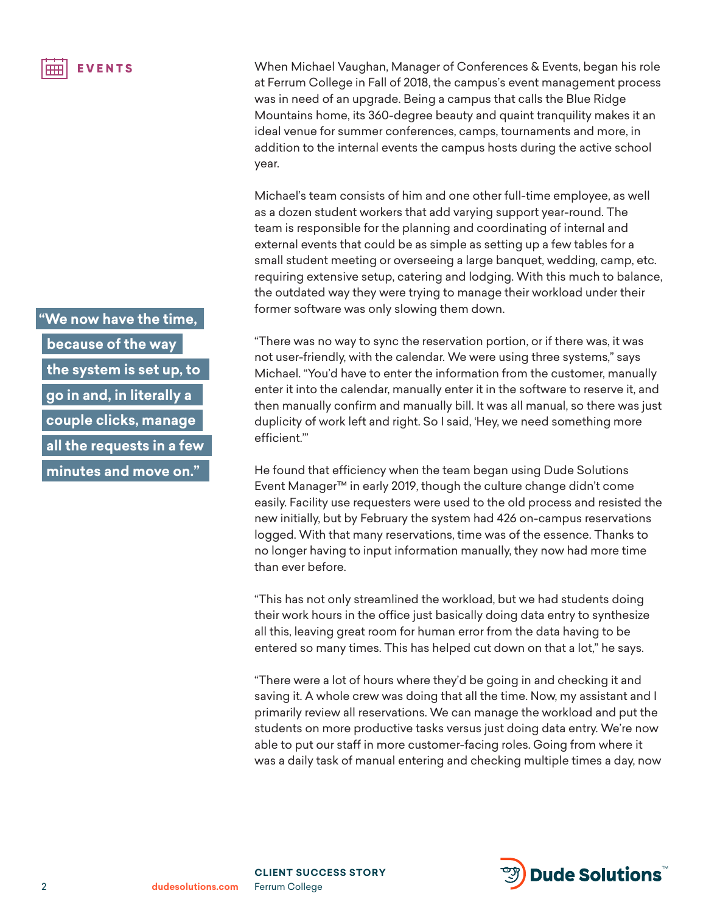## EVENTS

When Michael Vaughan, Manager of Conferences & Events, began his role at Ferrum College in Fall of 2018, the campus's event management process was in need of an upgrade. Being a campus that calls the Blue Ridge Mountains home, its 360-degree beauty and quaint tranquility makes it an ideal venue for summer conferences, camps, tournaments and more, in addition to the internal events the campus hosts during the active school year.

Michael's team consists of him and one other full-time employee, as well as a dozen student workers that add varying support year-round. The team is responsible for the planning and coordinating of internal and external events that could be as simple as setting up a few tables for a small student meeting or overseeing a large banquet, wedding, camp, etc. requiring extensive setup, catering and lodging. With this much to balance, the outdated way they were trying to manage their workload under their former software was only slowing them down.

> **"We now have the time, because of the way the system is set up, to go in and, in literally a couple clicks, manage all the requests in a few minutes and move on."**

"There was no way to sync the reservation portion, or if there was, it was not user-friendly, with the calendar. We were using three systems," says Michael. "You'd have to enter the information from the customer, manually enter it into the calendar, manually enter it in the software to reserve it, and then manually confirm and manually bill. It was all manual, so there was just duplicity of work left and right. So I said, 'Hey, we need something more efficient.'"

He found that efficiency when the team began using Dude Solutions Event Manager™ in early 2019, though the culture change didn't come easily. Facility use requesters were used to the old process and resisted the new initially, but by February the system had 426 on-campus reservations logged. With that many reservations, time was of the essence. Thanks to no longer having to input information manually, they now had more time than ever before.

"This has not only streamlined the workload, but we had students doing their work hours in the office just basically doing data entry to synthesize all this, leaving great room for human error from the data having to be entered so many times. This has helped cut down on that a lot," he says.

"There were a lot of hours where they'd be going in and checking it and saving it. A whole crew was doing that all the time. Now, my assistant and I primarily review all reservations. We can manage the workload and put the students on more productive tasks versus just doing data entry. We're now able to put our staff in more customer-facing roles. Going from where it was a daily task of manual entering and checking multiple times a day, now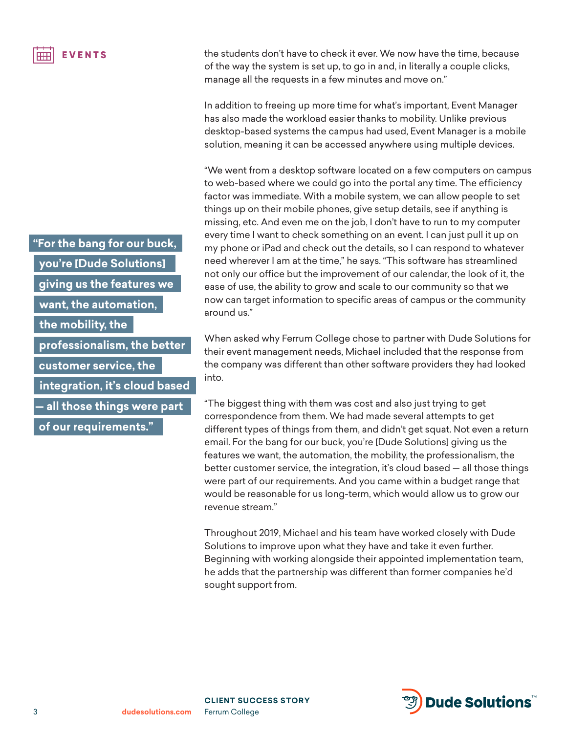**EVENTS**

the students don't have to check it ever. We now have the time, because of the way the system is set up, to go in and, in literally a couple clicks, manage all the requests in a few minutes and move on."

In addition to freeing up more time for what's important, Event Manager has also made the workload easier thanks to mobility. Unlike previous desktop-based systems the campus had used, Event Manager is a mobile solution, meaning it can be accessed anywhere using multiple devices.

"We went from a desktop software located on a few computers on campus to web-based where we could go into the portal any time. The efficiency factor was immediate. With a mobile system, we can allow people to set things up on their mobile phones, give setup details, see if anything is missing, etc. And even me on the job, I don't have to run to my computer every time I want to check something on an event. I can just pull it up on my phone or iPad and check out the details, so I can respond to whatever need wherever I am at the time," he says. "This software has streamlined not only our office but the improvement of our calendar, the look of it, the ease of use, the ability to grow and scale to our community so that we now can target information to specific areas of campus or the community around us."

> **"For the bang for our buck, you're [Dude Solutions] giving us the features we want, the automation, the mobility, the professionalism, the better customer service, the integration, it's cloud based — all those things were part of our requirements."**

When asked why Ferrum College chose to partner with Dude Solutions for their event management needs, Michael included that the response from the company was different than other software providers they had looked into.

"The biggest thing with them was cost and also just trying to get correspondence from them. We had made several attempts to get different types of things from them, and didn't get squat. Not even a return email. For the bang for our buck, you're [Dude Solutions] giving us the features we want, the automation, the mobility, the professionalism, the better customer service, the integration, it's cloud based — all those things were part of our requirements. And you came within a budget range that would be reasonable for us long-term, which would allow us to grow our revenue stream."

Throughout 2019, Michael and his team have worked closely with Dude Solutions to improve upon what they have and take it even further. Beginning with working alongside their appointed implementation team, he adds that the partnership was different than former companies he'd sought support from.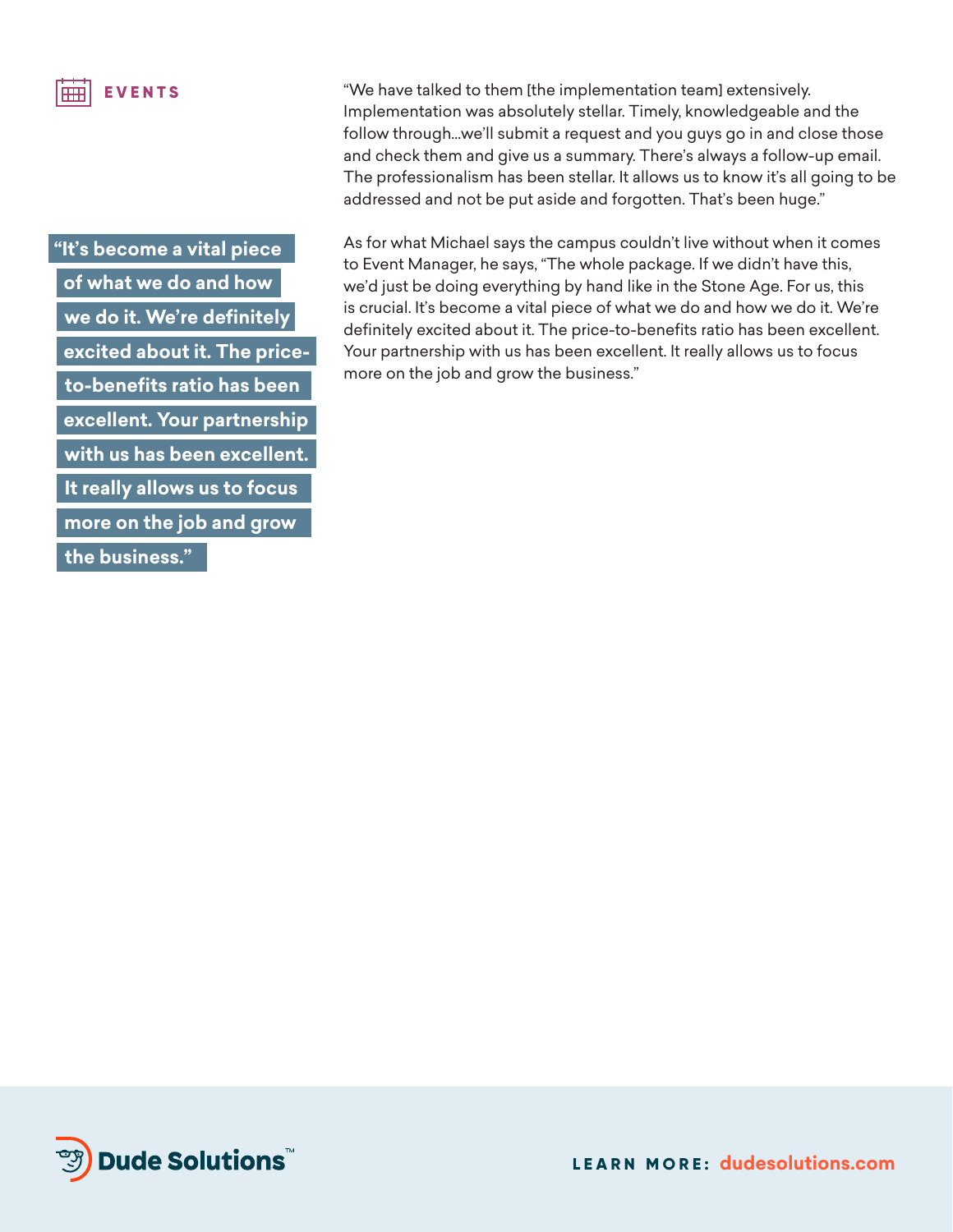EVENTS

> "It's become a vital piece of what we do and how we do it. We're definitely excited about it. The price-to-benefits ratio has been excellent. Your partnership with us has been excellent. It really allows us to focus more on the job and grow the business."

"We have talked to them [the implementation team] extensively. Implementation was absolutely stellar. Timely, knowledgeable and the follow through...we'll submit a request and you guys go in and close those and check them and give us a summary. There's always a follow-up email. The professionalism has been stellar. It allows us to know it's all going to be addressed and not be put aside and forgotten. That's been huge."

As for what Michael says the campus couldn't live without when it comes to Event Manager, he says, "The whole package. If we didn't have this, we'd just be doing everything by hand like in the Stone Age. For us, this is crucial. It's become a vital piece of what we do and how we do it. We're definitely excited about it. The price-to-benefits ratio has been excellent. Your partnership with us has been excellent. It really allows us to focus more on the job and grow the business."

Dude Solutions™

LEARN MORE: dudesolutions.com